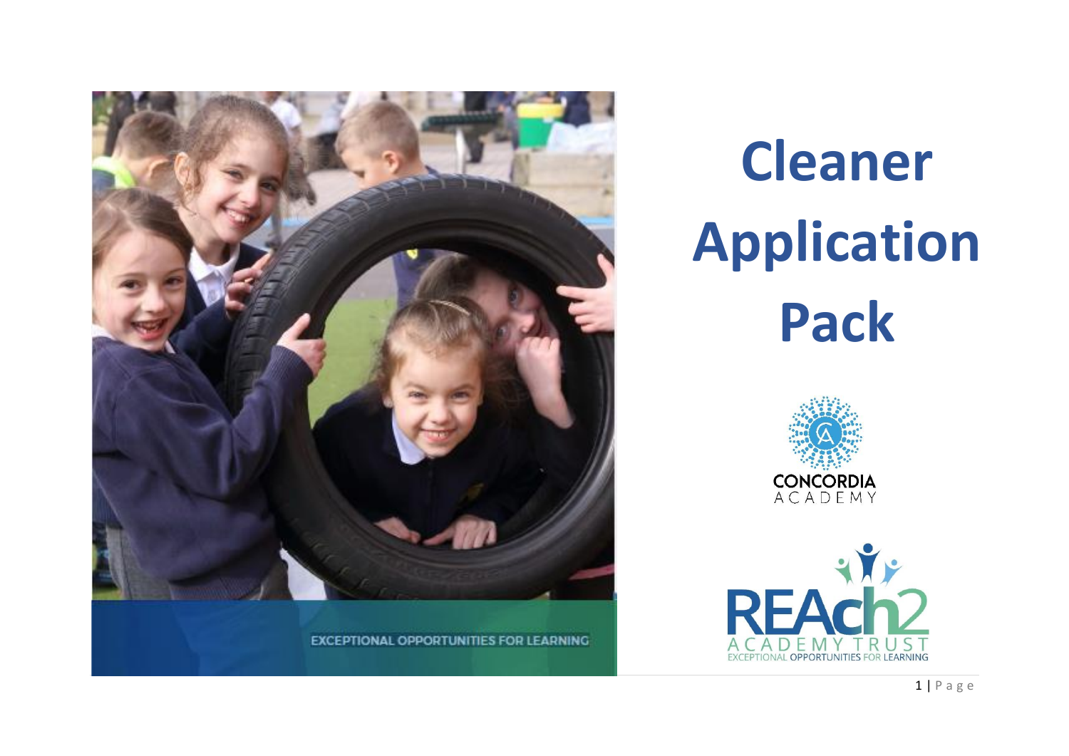# Cleaner Application Pack

EXCEPTIONAL OPPORTUNITIES FOR LEARNING

CONCORDIA ACADEMY

REAch2 ACADEMY TRUST

EXCEPTIONAL OPPORTUNITIES FOR LEARNING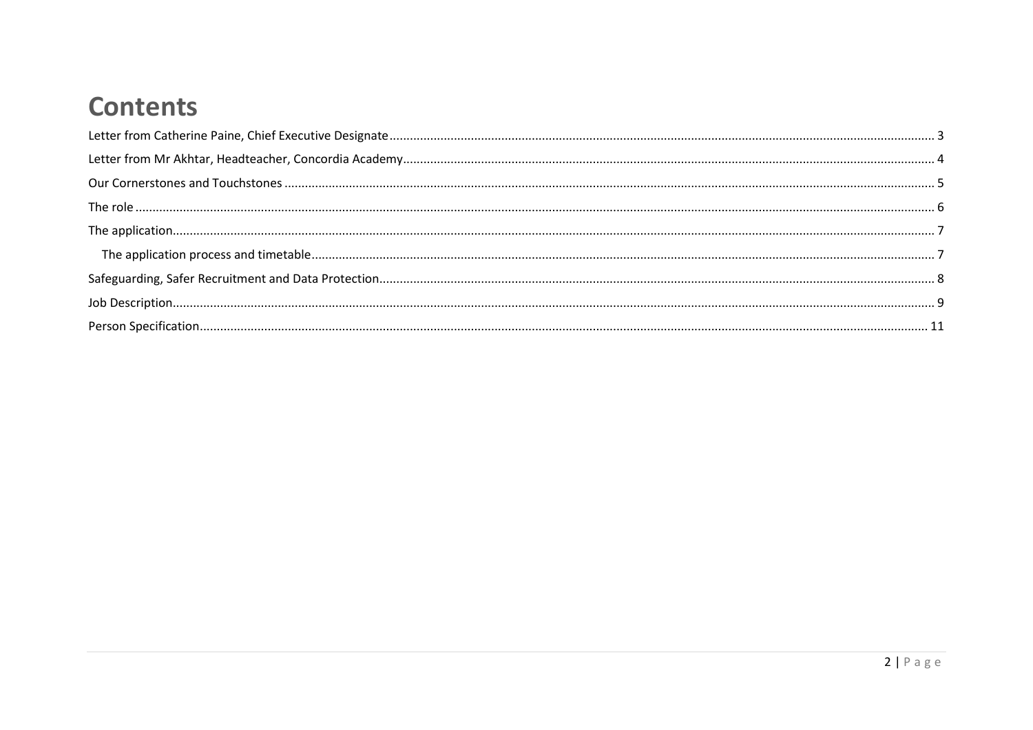# Contents

- Letter from Catherine Paine, Chief Executive Designate ........ 3
- Letter from Mr Akhtar, Headteacher, Concordia Academy ........ 4
- Our Cornerstones and Touchstones ........ 5
- The role ........ 6
- The application ........ 7
  - The application process and timetable ........ 7
- Safeguarding, Safer Recruitment and Data Protection ........ 8
- Job Description ........ 9
- Person Specification ........ 11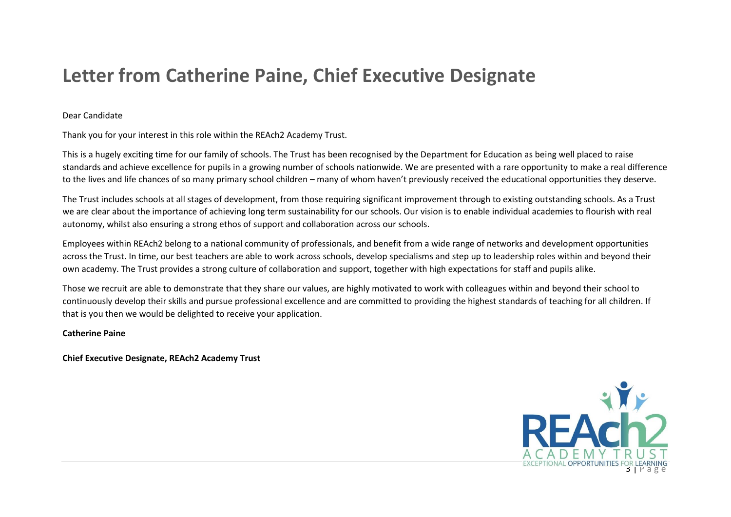# Letter from Catherine Paine, Chief Executive Designate

Dear Candidate

Thank you for your interest in this role within the REAch2 Academy Trust.

This is a hugely exciting time for our family of schools. The Trust has been recognised by the Department for Education as being well placed to raise standards and achieve excellence for pupils in a growing number of schools nationwide. We are presented with a rare opportunity to make a real difference to the lives and life chances of so many primary school children – many of whom haven't previously received the educational opportunities they deserve.

The Trust includes schools at all stages of development, from those requiring significant improvement through to existing outstanding schools. As a Trust we are clear about the importance of achieving long term sustainability for our schools. Our vision is to enable individual academies to flourish with real autonomy, whilst also ensuring a strong ethos of support and collaboration across our schools.

Employees within REAch2 belong to a national community of professionals, and benefit from a wide range of networks and development opportunities across the Trust. In time, our best teachers are able to work across schools, develop specialisms and step up to leadership roles within and beyond their own academy. The Trust provides a strong culture of collaboration and support, together with high expectations for staff and pupils alike.

Those we recruit are able to demonstrate that they share our values, are highly motivated to work with colleagues within and beyond their school to continuously develop their skills and pursue professional excellence and are committed to providing the highest standards of teaching for all children. If that is you then we would be delighted to receive your application.

**Catherine Paine**

**Chief Executive Designate, REAch2 Academy Trust**

REAch2 ACADEMY TRUST
EXCEPTIONAL OPPORTUNITIES FOR LEARNING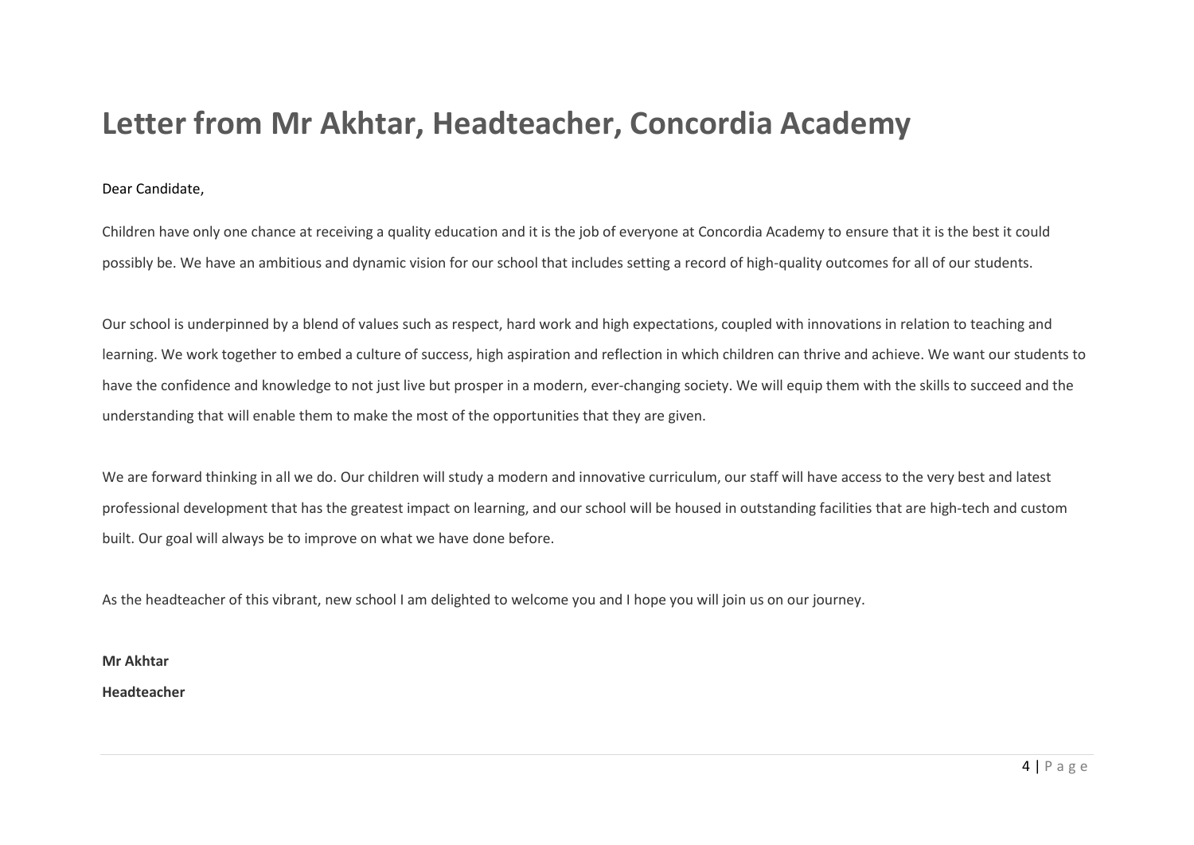# Letter from Mr Akhtar, Headteacher, Concordia Academy

Dear Candidate,

Children have only one chance at receiving a quality education and it is the job of everyone at Concordia Academy to ensure that it is the best it could possibly be. We have an ambitious and dynamic vision for our school that includes setting a record of high-quality outcomes for all of our students.

Our school is underpinned by a blend of values such as respect, hard work and high expectations, coupled with innovations in relation to teaching and learning. We work together to embed a culture of success, high aspiration and reflection in which children can thrive and achieve. We want our students to have the confidence and knowledge to not just live but prosper in a modern, ever-changing society. We will equip them with the skills to succeed and the understanding that will enable them to make the most of the opportunities that they are given.

We are forward thinking in all we do. Our children will study a modern and innovative curriculum, our staff will have access to the very best and latest professional development that has the greatest impact on learning, and our school will be housed in outstanding facilities that are high-tech and custom built. Our goal will always be to improve on what we have done before.

As the headteacher of this vibrant, new school I am delighted to welcome you and I hope you will join us on our journey.

**Mr Akhtar**

**Headteacher**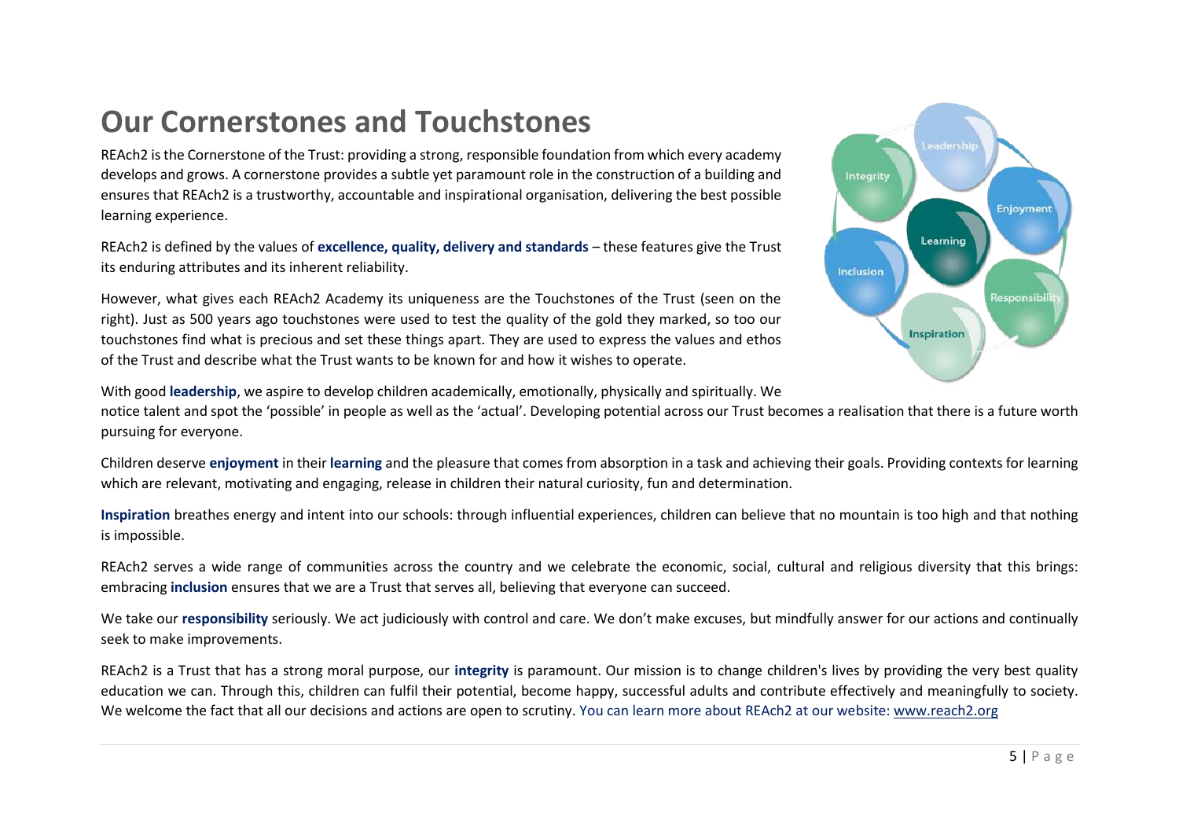# Our Cornerstones and Touchstones

REAch2 is the Cornerstone of the Trust: providing a strong, responsible foundation from which every academy develops and grows. A cornerstone provides a subtle yet paramount role in the construction of a building and ensures that REAch2 is a trustworthy, accountable and inspirational organisation, delivering the best possible learning experience.

REAch2 is defined by the values of **excellence, quality, delivery and standards** – these features give the Trust its enduring attributes and its inherent reliability.

However, what gives each REAch2 Academy its uniqueness are the Touchstones of the Trust (seen on the right). Just as 500 years ago touchstones were used to test the quality of the gold they marked, so too our touchstones find what is precious and set these things apart. They are used to express the values and ethos of the Trust and describe what the Trust wants to be known for and how it wishes to operate.

With good **leadership**, we aspire to develop children academically, emotionally, physically and spiritually. We notice talent and spot the 'possible' in people as well as the 'actual'. Developing potential across our Trust becomes a realisation that there is a future worth pursuing for everyone.

Children deserve **enjoyment** in their **learning** and the pleasure that comes from absorption in a task and achieving their goals. Providing contexts for learning which are relevant, motivating and engaging, release in children their natural curiosity, fun and determination.

**Inspiration** breathes energy and intent into our schools: through influential experiences, children can believe that no mountain is too high and that nothing is impossible.

REAch2 serves a wide range of communities across the country and we celebrate the economic, social, cultural and religious diversity that this brings: embracing **inclusion** ensures that we are a Trust that serves all, believing that everyone can succeed.

We take our **responsibility** seriously. We act judiciously with control and care. We don't make excuses, but mindfully answer for our actions and continually seek to make improvements.

REAch2 is a Trust that has a strong moral purpose, our **integrity** is paramount. Our mission is to change children's lives by providing the very best quality education we can. Through this, children can fulfil their potential, become happy, successful adults and contribute effectively and meaningfully to society. We welcome the fact that all our decisions and actions are open to scrutiny. You can learn more about REAch2 at our website: www.reach2.org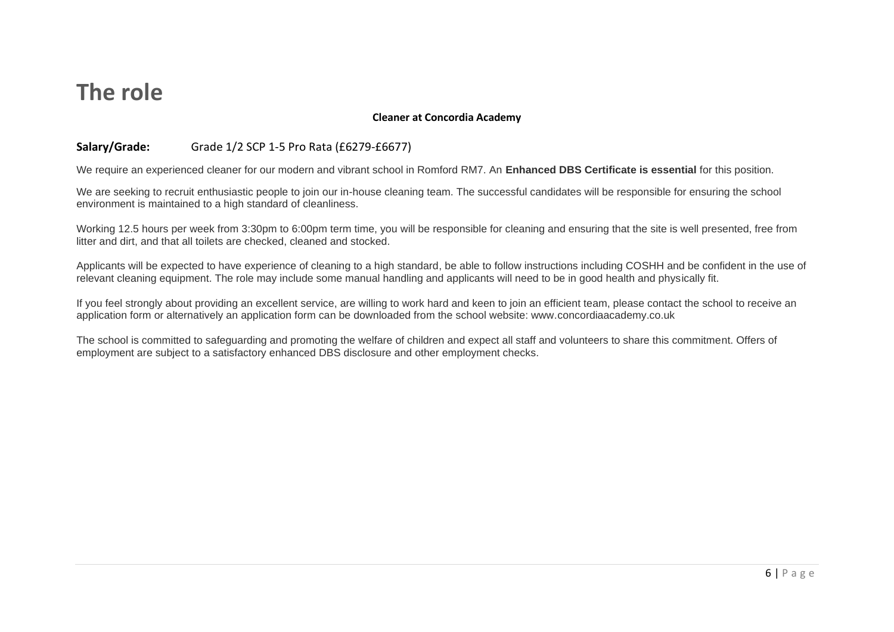# The role

**Cleaner at Concordia Academy**

**Salary/Grade:** Grade 1/2 SCP 1-5 Pro Rata (£6279-£6677)

We require an experienced cleaner for our modern and vibrant school in Romford RM7. An **Enhanced DBS Certificate is essential** for this position.

We are seeking to recruit enthusiastic people to join our in-house cleaning team. The successful candidates will be responsible for ensuring the school environment is maintained to a high standard of cleanliness.

Working 12.5 hours per week from 3:30pm to 6:00pm term time, you will be responsible for cleaning and ensuring that the site is well presented, free from litter and dirt, and that all toilets are checked, cleaned and stocked.

Applicants will be expected to have experience of cleaning to a high standard, be able to follow instructions including COSHH and be confident in the use of relevant cleaning equipment. The role may include some manual handling and applicants will need to be in good health and physically fit.

If you feel strongly about providing an excellent service, are willing to work hard and keen to join an efficient team, please contact the school to receive an application form or alternatively an application form can be downloaded from the school website: www.concordiaacademy.co.uk

The school is committed to safeguarding and promoting the welfare of children and expect all staff and volunteers to share this commitment. Offers of employment are subject to a satisfactory enhanced DBS disclosure and other employment checks.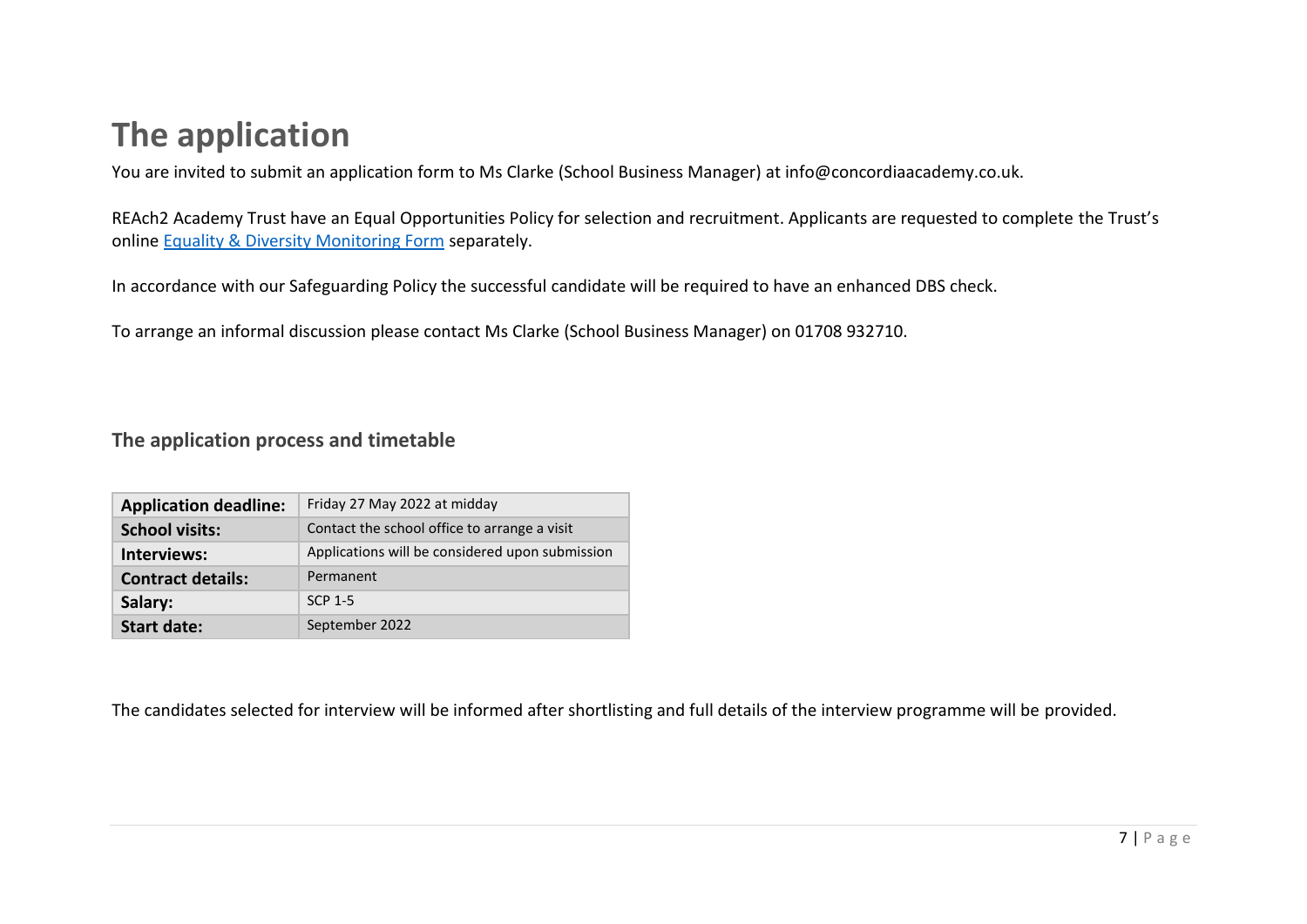# The application

You are invited to submit an application form to Ms Clarke (School Business Manager) at info@concordiaacademy.co.uk.

REAch2 Academy Trust have an Equal Opportunities Policy for selection and recruitment. Applicants are requested to complete the Trust's online Equality & Diversity Monitoring Form separately.

In accordance with our Safeguarding Policy the successful candidate will be required to have an enhanced DBS check.

To arrange an informal discussion please contact Ms Clarke (School Business Manager) on 01708 932710.

## The application process and timetable

| | |
|---|---|
| **Application deadline:** | Friday 27 May 2022 at midday |
| **School visits:** | Contact the school office to arrange a visit |
| **Interviews:** | Applications will be considered upon submission |
| **Contract details:** | Permanent |
| **Salary:** | SCP 1-5 |
| **Start date:** | September 2022 |

The candidates selected for interview will be informed after shortlisting and full details of the interview programme will be provided.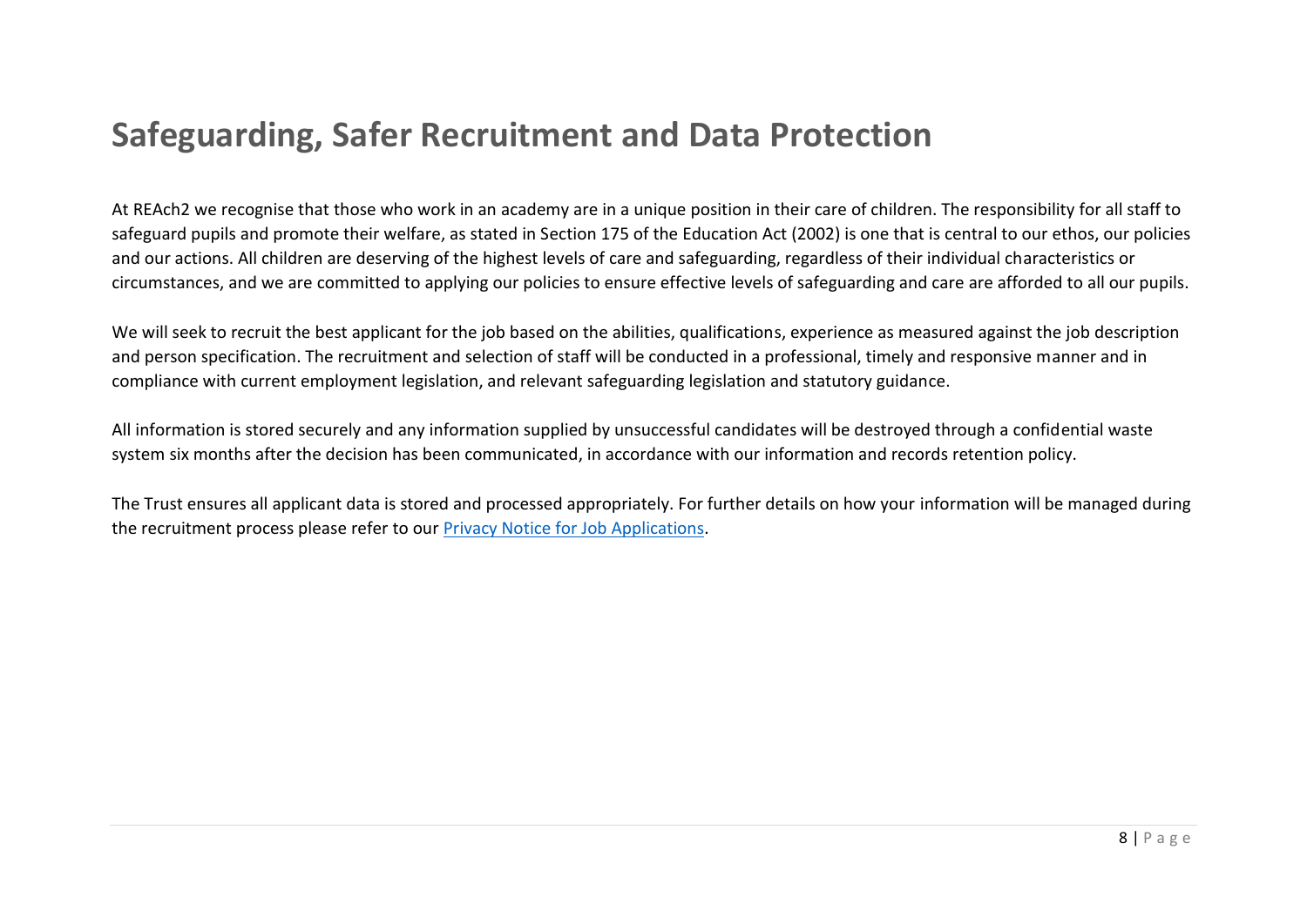# Safeguarding, Safer Recruitment and Data Protection

At REAch2 we recognise that those who work in an academy are in a unique position in their care of children. The responsibility for all staff to safeguard pupils and promote their welfare, as stated in Section 175 of the Education Act (2002) is one that is central to our ethos, our policies and our actions. All children are deserving of the highest levels of care and safeguarding, regardless of their individual characteristics or circumstances, and we are committed to applying our policies to ensure effective levels of safeguarding and care are afforded to all our pupils.

We will seek to recruit the best applicant for the job based on the abilities, qualifications, experience as measured against the job description and person specification. The recruitment and selection of staff will be conducted in a professional, timely and responsive manner and in compliance with current employment legislation, and relevant safeguarding legislation and statutory guidance.

All information is stored securely and any information supplied by unsuccessful candidates will be destroyed through a confidential waste system six months after the decision has been communicated, in accordance with our information and records retention policy.

The Trust ensures all applicant data is stored and processed appropriately. For further details on how your information will be managed during the recruitment process please refer to our Privacy Notice for Job Applications.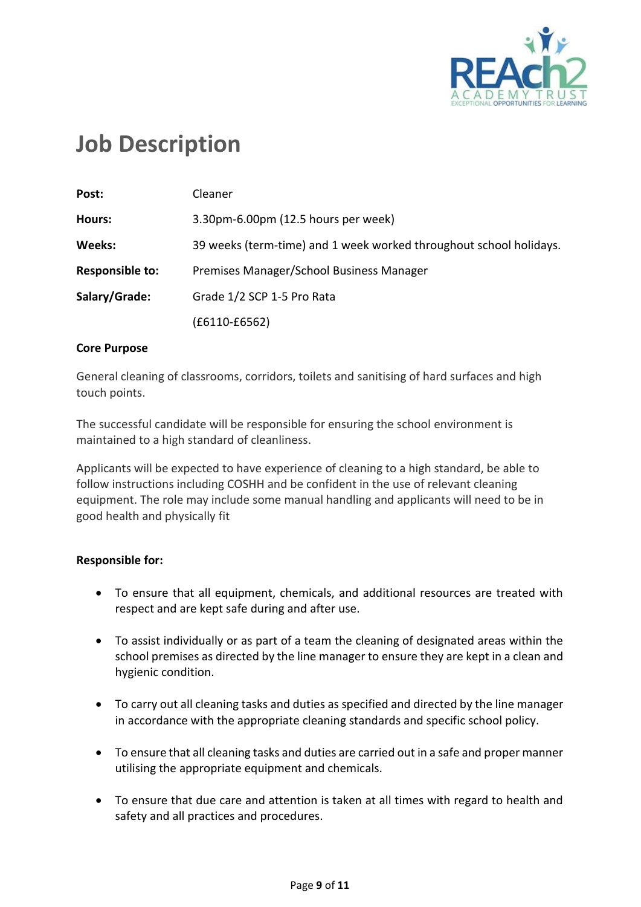# Job Description

| | |
|---|---|
| **Post:** | Cleaner |
| **Hours:** | 3.30pm-6.00pm (12.5 hours per week) |
| **Weeks:** | 39 weeks (term-time) and 1 week worked throughout school holidays. |
| **Responsible to:** | Premises Manager/School Business Manager |
| **Salary/Grade:** | Grade 1/2 SCP 1-5 Pro Rata |
| | (£6110-£6562) |

**Core Purpose**

General cleaning of classrooms, corridors, toilets and sanitising of hard surfaces and high touch points.

The successful candidate will be responsible for ensuring the school environment is maintained to a high standard of cleanliness.

Applicants will be expected to have experience of cleaning to a high standard, be able to follow instructions including COSHH and be confident in the use of relevant cleaning equipment. The role may include some manual handling and applicants will need to be in good health and physically fit

**Responsible for:**

- To ensure that all equipment, chemicals, and additional resources are treated with respect and are kept safe during and after use.
- To assist individually or as part of a team the cleaning of designated areas within the school premises as directed by the line manager to ensure they are kept in a clean and hygienic condition.
- To carry out all cleaning tasks and duties as specified and directed by the line manager in accordance with the appropriate cleaning standards and specific school policy.
- To ensure that all cleaning tasks and duties are carried out in a safe and proper manner utilising the appropriate equipment and chemicals.
- To ensure that due care and attention is taken at all times with regard to health and safety and all practices and procedures.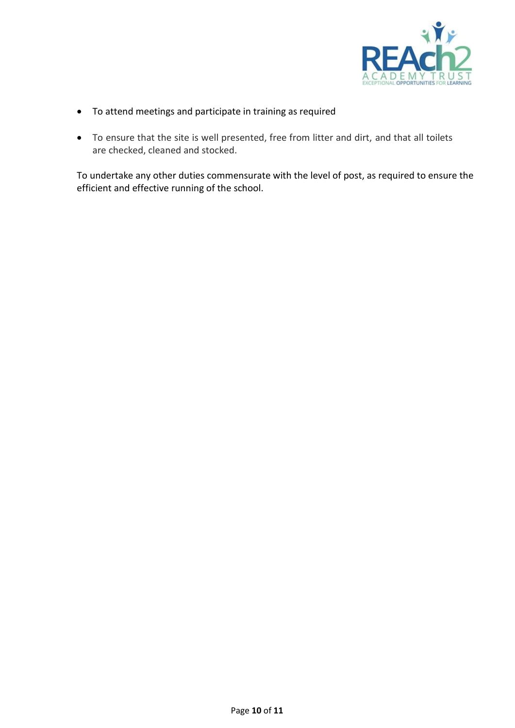- To attend meetings and participate in training as required
- To ensure that the site is well presented, free from litter and dirt, and that all toilets are checked, cleaned and stocked.

To undertake any other duties commensurate with the level of post, as required to ensure the efficient and effective running of the school.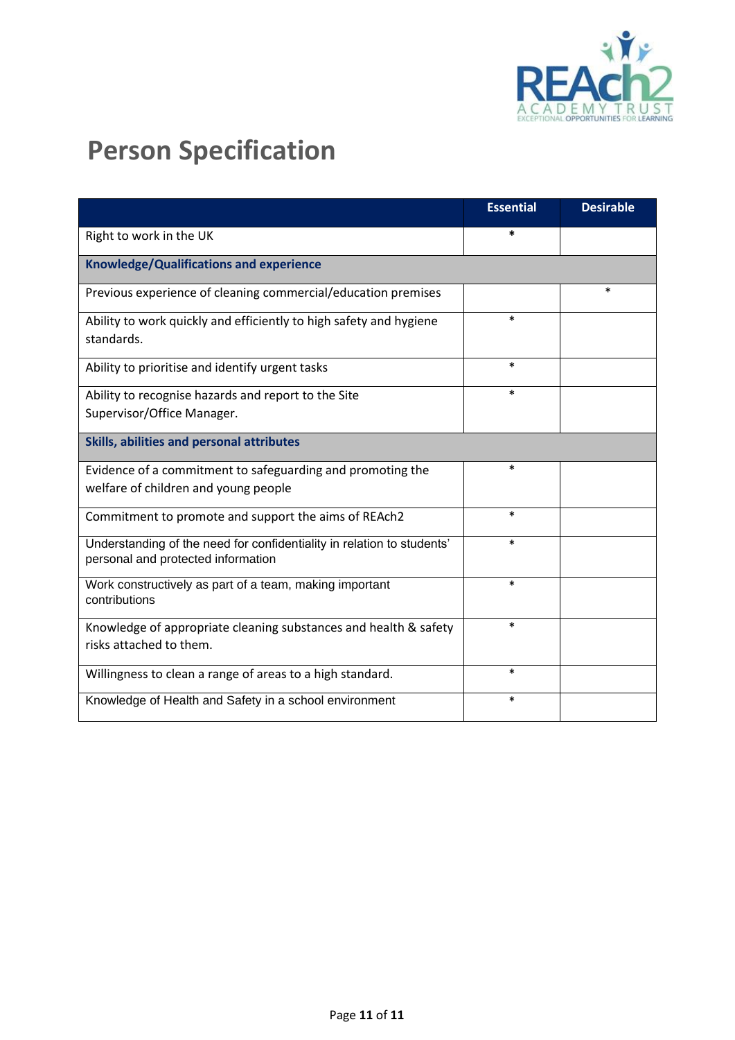# Person Specification

| | Essential | Desirable |
|---|---|---|
| Right to work in the UK | * | |
| **Knowledge/Qualifications and experience** | | |
| Previous experience of cleaning commercial/education premises | | * |
| Ability to work quickly and efficiently to high safety and hygiene standards. | * | |
| Ability to prioritise and identify urgent tasks | * | |
| Ability to recognise hazards and report to the Site Supervisor/Office Manager. | * | |
| **Skills, abilities and personal attributes** | | |
| Evidence of a commitment to safeguarding and promoting the welfare of children and young people | * | |
| Commitment to promote and support the aims of REAch2 | * | |
| Understanding of the need for confidentiality in relation to students' personal and protected information | * | |
| Work constructively as part of a team, making important contributions | * | |
| Knowledge of appropriate cleaning substances and health & safety risks attached to them. | * | |
| Willingness to clean a range of areas to a high standard. | * | |
| Knowledge of Health and Safety in a school environment | * | |